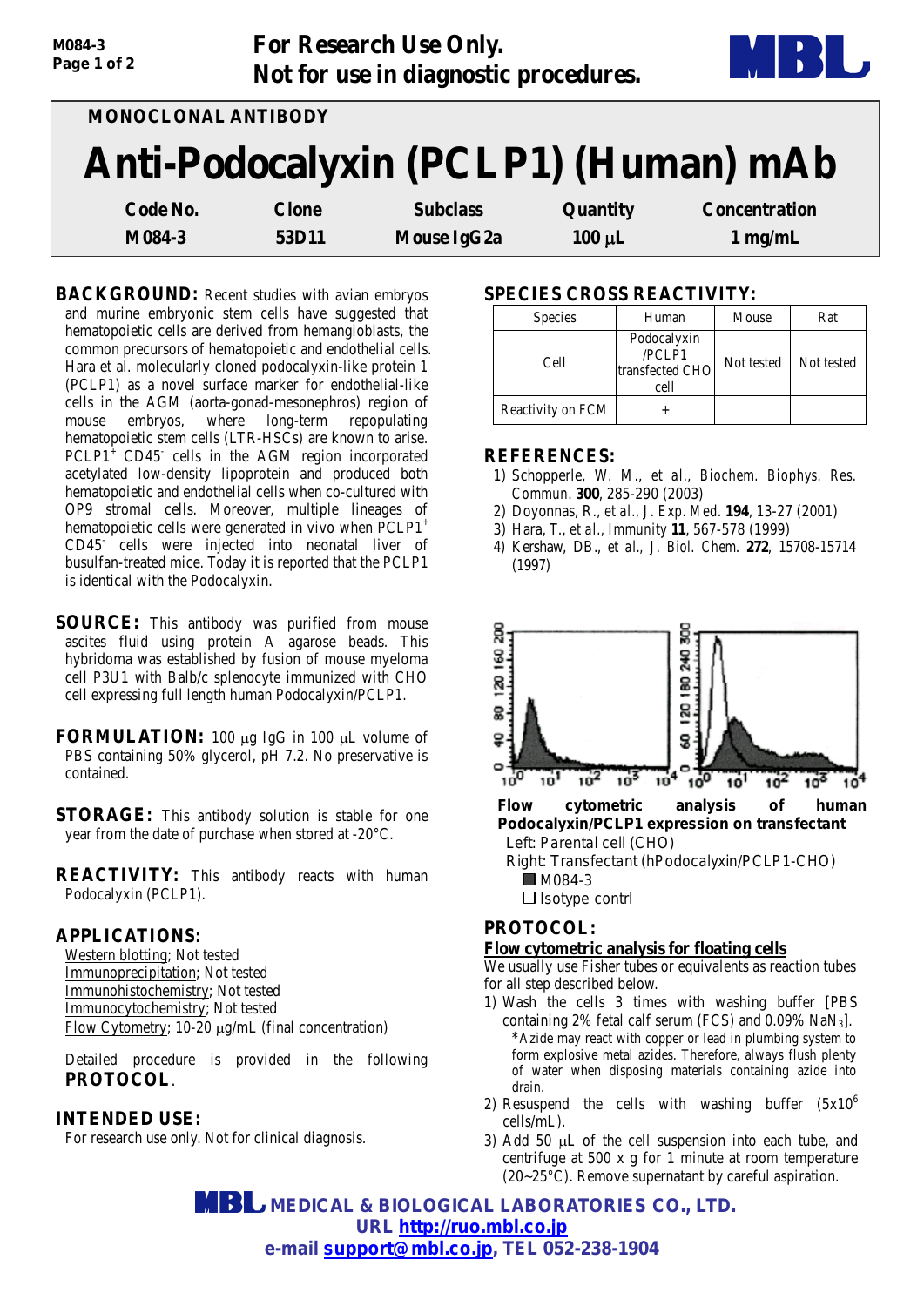**For Research Use Only.**
**Not for use in diagnostic procedures.**

MONOCLONAL ANTIBODY

# Anti-Podocalyxin (PCLP1) (Human) mAb

| Code No. | Clone | Subclass | Quantity | Concentration |
|---|---|---|---|---|
| M084-3 | 53D11 | Mouse IgG2a | 100 µL | 1 mg/mL |

**BACKGROUND:** Recent studies with avian embryos and murine embryonic stem cells have suggested that hematopoietic cells are derived from hemangioblasts, the common precursors of hematopoietic and endothelial cells. Hara et al. molecularly cloned podocalyxin-like protein 1 (PCLP1) as a novel surface marker for endothelial-like cells in the AGM (aorta-gonad-mesonephros) region of mouse embryos, where long-term repopulating hematopoietic stem cells (LTR-HSCs) are known to arise. $PCLP1^{+}$ $CD45^{-}$ cells in the AGM region incorporated acetylated low-density lipoprotein and produced both hematopoietic and endothelial cells when co-cultured with OP9 stromal cells. Moreover, multiple lineages of hematopoietic cells were generated in vivo when $PCLP1^{+}$ $CD45^{-}$ cells were injected into neonatal liver of busulfan-treated mice. Today it is reported that the PCLP1 is identical with the Podocalyxin.

**SOURCE:** This antibody was purified from mouse ascites fluid using protein A agarose beads. This hybridoma was established by fusion of mouse myeloma cell P3U1 with Balb/c splenocyte immunized with CHO cell expressing full length human Podocalyxin/PCLP1.

**FORMULATION:** 100 µg IgG in 100 µL volume of PBS containing 50% glycerol, pH 7.2. No preservative is contained.

**STORAGE:** This antibody solution is stable for one year from the date of purchase when stored at -20°C.

**REACTIVITY:** This antibody reacts with human Podocalyxin (PCLP1).

## APPLICATIONS:

Western blotting; Not tested
Immunoprecipitation; Not tested
Immunohistochemistry; Not tested
Immunocytochemistry; Not tested
Flow Cytometry; 10-20 µg/mL (final concentration)

Detailed procedure is provided in the following **PROTOCOL**.

## INTENDED USE:

For research use only. Not for clinical diagnosis.

## SPECIES CROSS REACTIVITY:

| Species | Human | Mouse | Rat |
|---|---|---|---|
| Cell | Podocalyxin /PCLP1 transfected CHO cell | Not tested | Not tested |
| Reactivity on FCM | + | | |

## REFERENCES:

1) Schopperle, W. M., *et al.*, *Biochem. Biophys. Res. Commun.* **300**, 285-290 (2003)
2) Doyonnas, R., *et al.*, *J. Exp. Med.* **194**, 13-27 (2001)
3) Hara, T., *et al.*, *Immunity* **11**, 567-578 (1999)
4) Kershaw, DB., *et al.*, *J. Biol. Chem.* **272**, 15708-15714 (1997)

**Flow cytometric analysis of human Podocalyxin/PCLP1 expression on transfectant**
Left: Parental cell (CHO)
Right: Transfectant (hPodocalyxin/PCLP1-CHO)
■ M084-3
□ Isotype contrl

## PROTOCOL:

**Flow cytometric analysis for floating cells**

We usually use Fisher tubes or equivalents as reaction tubes for all step described below.

1) Wash the cells 3 times with washing buffer [PBS containing 2% fetal calf serum (FCS) and 0.09% $NaN_3$].
   *Azide may react with copper or lead in plumbing system to form explosive metal azides. Therefore, always flush plenty of water when disposing materials containing azide into drain.
2) Resuspend the cells with washing buffer ($5x10^6$ cells/mL).
3) Add 50 µL of the cell suspension into each tube, and centrifuge at 500 x g for 1 minute at room temperature (20~25°C). Remove supernatant by careful aspiration.

**MEDICAL & BIOLOGICAL LABORATORIES CO., LTD.**
URL http://ruo.mbl.co.jp
e-mail support@mbl.co.jp, TEL 052-238-1904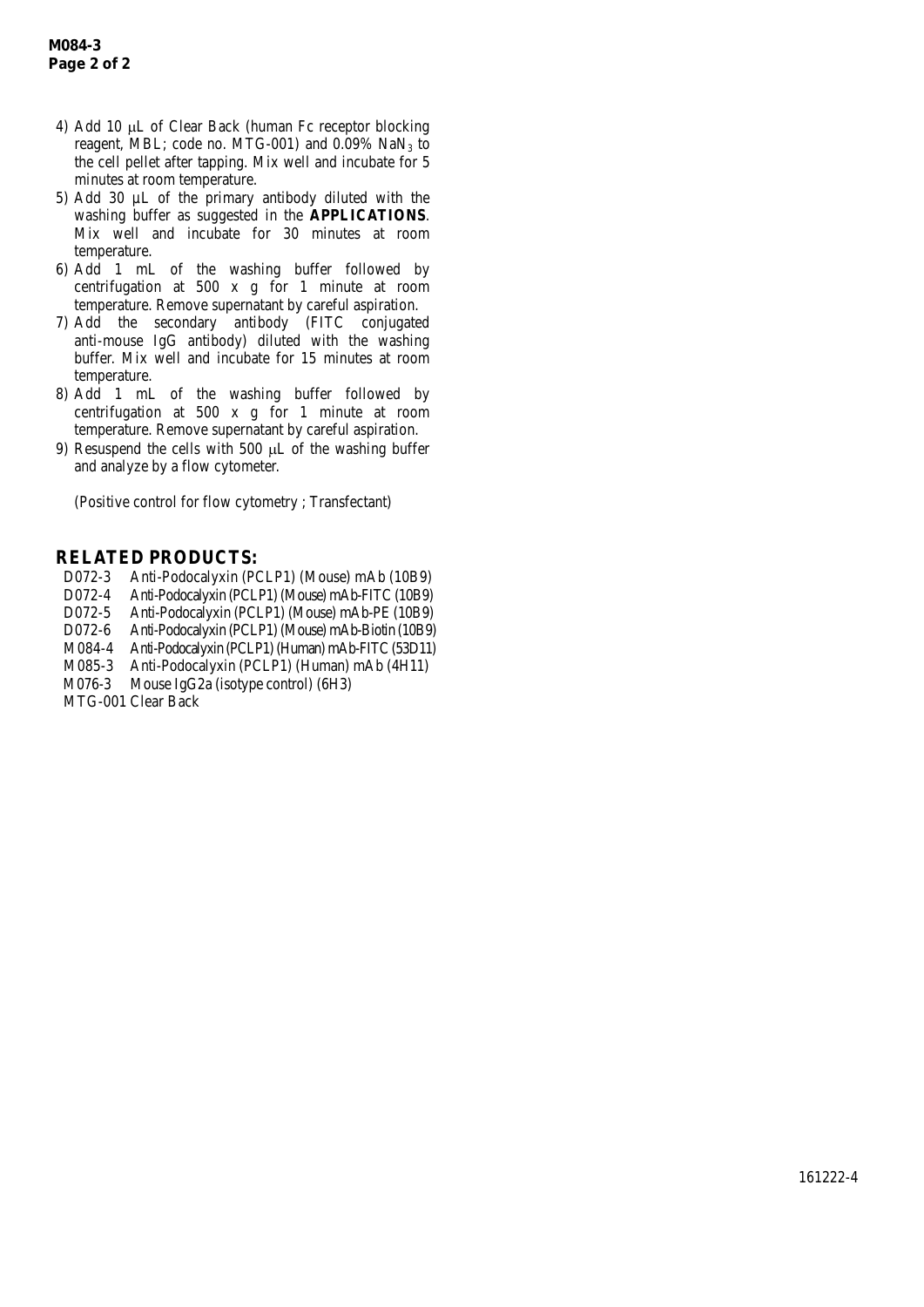4) Add 10 μL of Clear Back (human Fc receptor blocking reagent, MBL; code no. MTG-001) and 0.09% $NaN_3$ to the cell pellet after tapping. Mix well and incubate for 5 minutes at room temperature.
5) Add 30 μL of the primary antibody diluted with the washing buffer as suggested in the **APPLICATIONS**. Mix well and incubate for 30 minutes at room temperature.
6) Add 1 mL of the washing buffer followed by centrifugation at 500 x g for 1 minute at room temperature. Remove supernatant by careful aspiration.
7) Add the secondary antibody (FITC conjugated anti-mouse IgG antibody) diluted with the washing buffer. Mix well and incubate for 15 minutes at room temperature.
8) Add 1 mL of the washing buffer followed by centrifugation at 500 x g for 1 minute at room temperature. Remove supernatant by careful aspiration.
9) Resuspend the cells with 500 μL of the washing buffer and analyze by a flow cytometer.

(Positive control for flow cytometry ; Transfectant)

## RELATED PRODUCTS:

D072-3 Anti-Podocalyxin (PCLP1) (Mouse) mAb (10B9)
D072-4 Anti-Podocalyxin (PCLP1) (Mouse) mAb-FITC (10B9)
D072-5 Anti-Podocalyxin (PCLP1) (Mouse) mAb-PE (10B9)
D072-6 Anti-Podocalyxin (PCLP1) (Mouse) mAb-Biotin (10B9)
M084-4 Anti-Podocalyxin (PCLP1) (Human) mAb-FITC (53D11)
M085-3 Anti-Podocalyxin (PCLP1) (Human) mAb (4H11)
M076-3 Mouse IgG2a (isotype control) (6H3)
MTG-001 Clear Back

161222-4